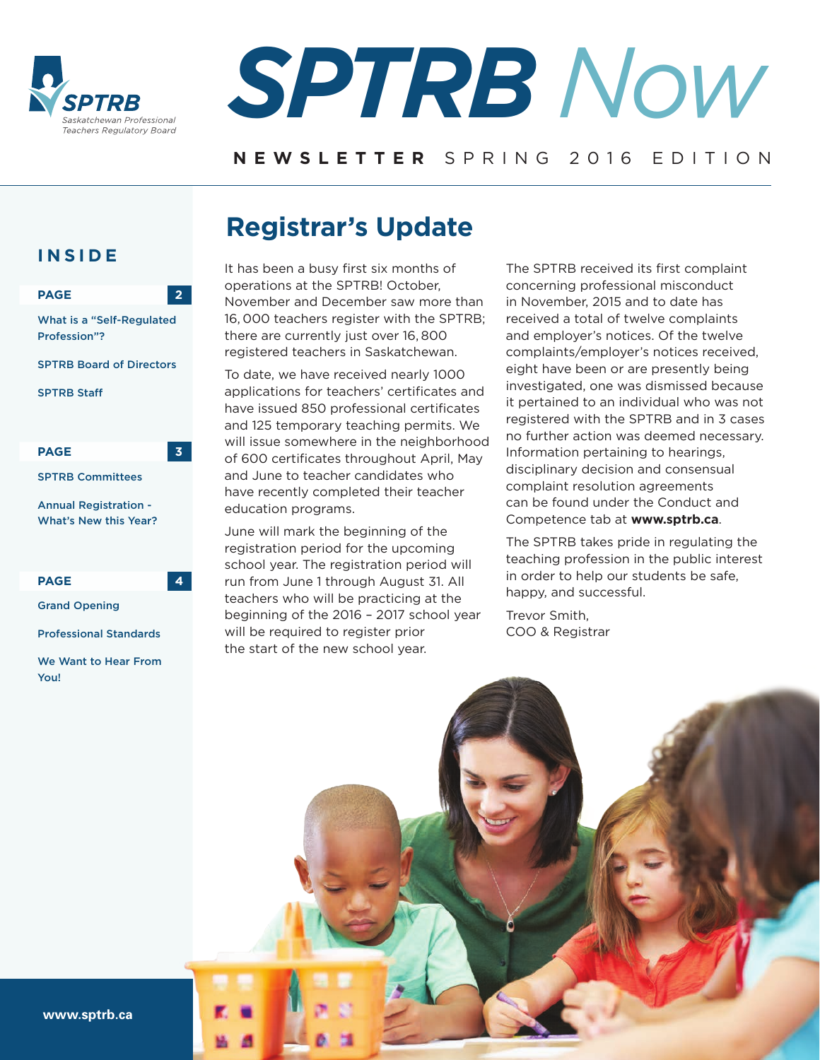# SPTRB Now

**NEWSLETTER** SPRING 2016 EDITION

## INSIDE

**PAGE 2**

- What is a "Self-Regulated Profession"?
- SPTRB Board of Directors
- SPTRB Staff

**PAGE 3**

- SPTRB Committees
- Annual Registration - What's New this Year?

**PAGE 4**

- Grand Opening
- Professional Standards
- We Want to Hear From You!

## Registrar's Update

It has been a busy first six months of operations at the SPTRB! October, November and December saw more than 16, 000 teachers register with the SPTRB; there are currently just over 16, 800 registered teachers in Saskatchewan.

To date, we have received nearly 1000 applications for teachers' certificates and have issued 850 professional certificates and 125 temporary teaching permits. We will issue somewhere in the neighborhood of 600 certificates throughout April, May and June to teacher candidates who have recently completed their teacher education programs.

June will mark the beginning of the registration period for the upcoming school year. The registration period will run from June 1 through August 31. All teachers who will be practicing at the beginning of the 2016 – 2017 school year will be required to register prior the start of the new school year.

The SPTRB received its first complaint concerning professional misconduct in November, 2015 and to date has received a total of twelve complaints and employer's notices. Of the twelve complaints/employer's notices received, eight have been or are presently being investigated, one was dismissed because it pertained to an individual who was not registered with the SPTRB and in 3 cases no further action was deemed necessary. Information pertaining to hearings, disciplinary decision and consensual complaint resolution agreements can be found under the Conduct and Competence tab at **www.sptrb.ca**.

The SPTRB takes pride in regulating the teaching profession in the public interest in order to help our students be safe, happy, and successful.

Trevor Smith,
COO & Registrar

**www.sptrb.ca**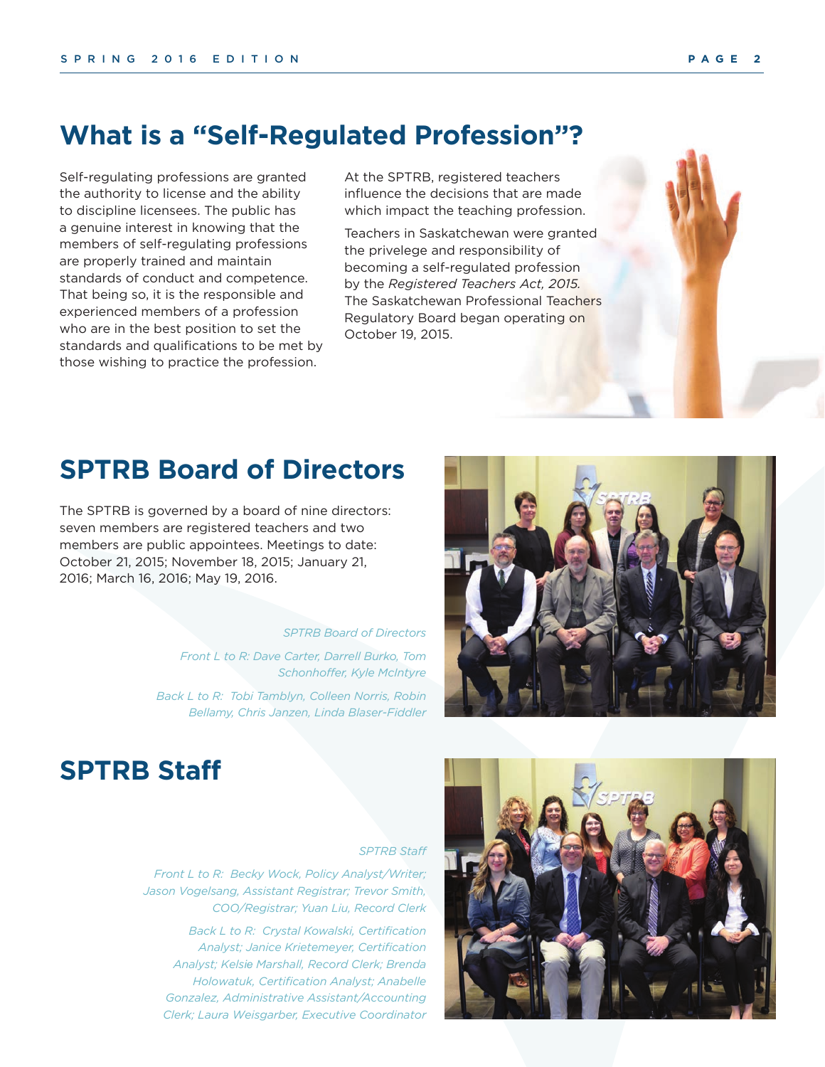# What is a "Self-Regulated Profession"?

Self-regulating professions are granted the authority to license and the ability to discipline licensees. The public has a genuine interest in knowing that the members of self-regulating professions are properly trained and maintain standards of conduct and competence. That being so, it is the responsible and experienced members of a profession who are in the best position to set the standards and qualifications to be met by those wishing to practice the profession.

At the SPTRB, registered teachers influence the decisions that are made which impact the teaching profession.

Teachers in Saskatchewan were granted the privelege and responsibility of becoming a self-regulated profession by the *Registered Teachers Act, 2015.* The Saskatchewan Professional Teachers Regulatory Board began operating on October 19, 2015.

# SPTRB Board of Directors

The SPTRB is governed by a board of nine directors: seven members are registered teachers and two members are public appointees. Meetings to date: October 21, 2015; November 18, 2015; January 21, 2016; March 16, 2016; May 19, 2016.

*SPTRB Board of Directors*

*Front L to R: Dave Carter, Darrell Burko, Tom Schonhoffer, Kyle McIntyre*

*Back L to R: Tobi Tamblyn, Colleen Norris, Robin Bellamy, Chris Janzen, Linda Blaser-Fiddler*

# SPTRB Staff

*SPTRB Staff*

*Front L to R: Becky Wock, Policy Analyst/Writer; Jason Vogelsang, Assistant Registrar; Trevor Smith, COO/Registrar; Yuan Liu, Record Clerk*

*Back L to R: Crystal Kowalski, Certification Analyst; Janice Krietemeyer, Certification Analyst; Kelsie Marshall, Record Clerk; Brenda Holowatuk, Certification Analyst; Anabelle Gonzalez, Administrative Assistant/Accounting Clerk; Laura Weisgarber, Executive Coordinator*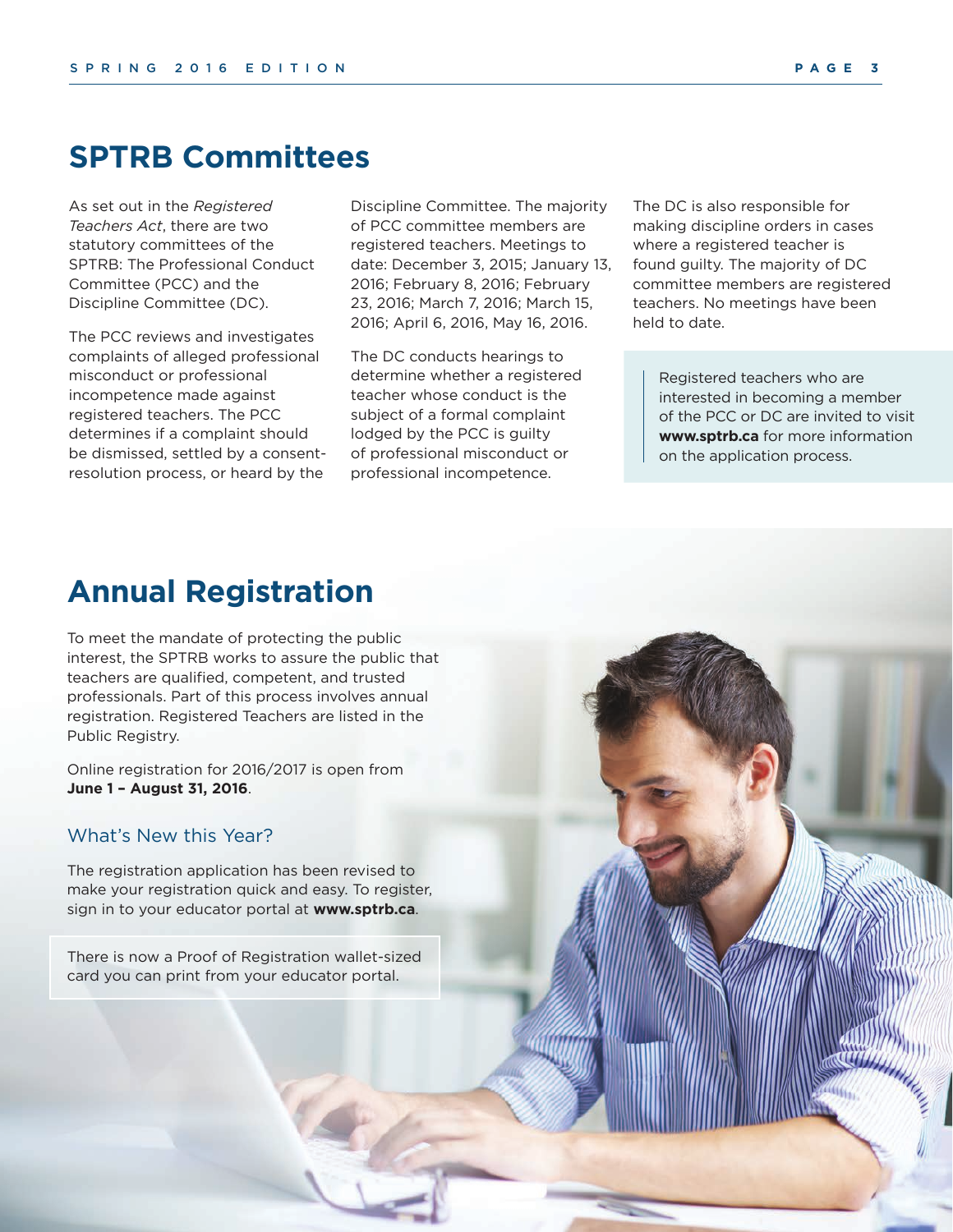# SPTRB Committees

As set out in the *Registered Teachers Act*, there are two statutory committees of the SPTRB: The Professional Conduct Committee (PCC) and the Discipline Committee (DC).

The PCC reviews and investigates complaints of alleged professional misconduct or professional incompetence made against registered teachers. The PCC determines if a complaint should be dismissed, settled by a consent-resolution process, or heard by the Discipline Committee. The majority of PCC committee members are registered teachers. Meetings to date: December 3, 2015; January 13, 2016; February 8, 2016; February 23, 2016; March 7, 2016; March 15, 2016; April 6, 2016, May 16, 2016.

The DC conducts hearings to determine whether a registered teacher whose conduct is the subject of a formal complaint lodged by the PCC is guilty of professional misconduct or professional incompetence.

The DC is also responsible for making discipline orders in cases where a registered teacher is found guilty. The majority of DC committee members are registered teachers. No meetings have been held to date.

Registered teachers who are interested in becoming a member of the PCC or DC are invited to visit **www.sptrb.ca** for more information on the application process.

# Annual Registration

To meet the mandate of protecting the public interest, the SPTRB works to assure the public that teachers are qualified, competent, and trusted professionals. Part of this process involves annual registration. Registered Teachers are listed in the Public Registry.

Online registration for 2016/2017 is open from **June 1 – August 31, 2016**.

## What's New this Year?

The registration application has been revised to make your registration quick and easy. To register, sign in to your educator portal at **www.sptrb.ca**.

There is now a Proof of Registration wallet-sized card you can print from your educator portal.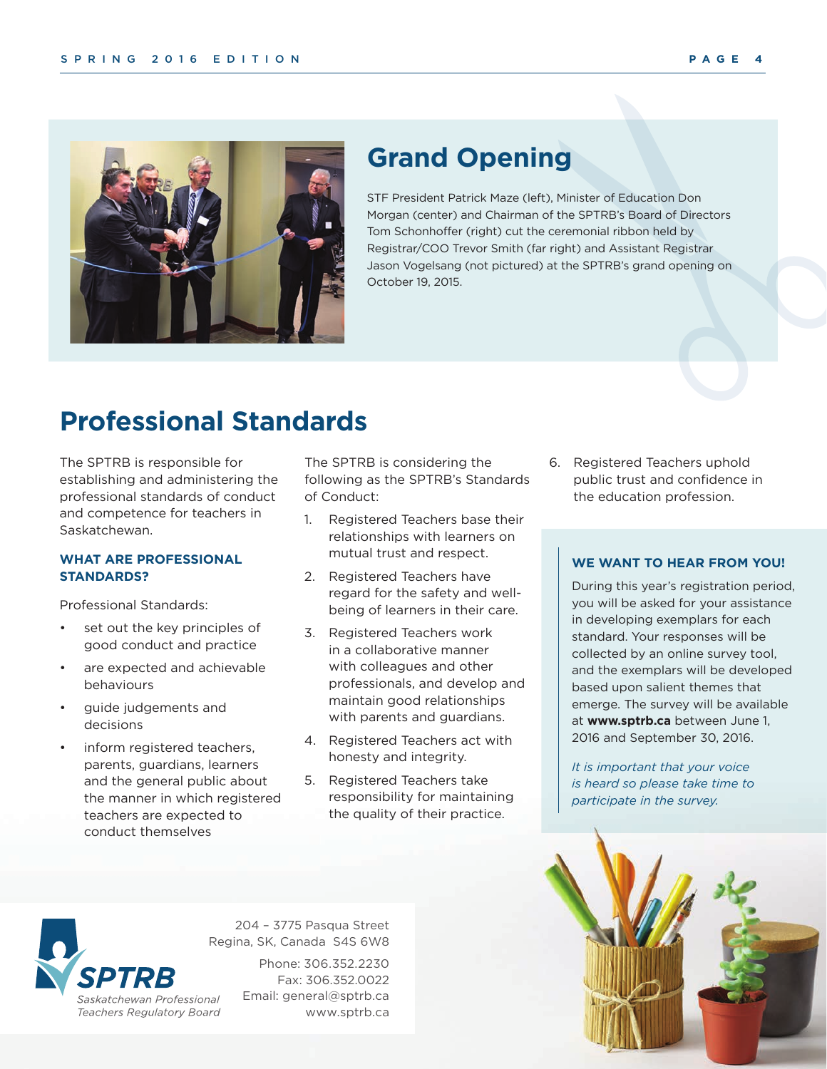## Grand Opening

STF President Patrick Maze (left), Minister of Education Don Morgan (center) and Chairman of the SPTRB's Board of Directors Tom Schonhoffer (right) cut the ceremonial ribbon held by Registrar/COO Trevor Smith (far right) and Assistant Registrar Jason Vogelsang (not pictured) at the SPTRB's grand opening on October 19, 2015.

# Professional Standards

The SPTRB is responsible for establishing and administering the professional standards of conduct and competence for teachers in Saskatchewan.

### WHAT ARE PROFESSIONAL STANDARDS?

Professional Standards:

- set out the key principles of good conduct and practice
- are expected and achievable behaviours
- guide judgements and decisions
- inform registered teachers, parents, guardians, learners and the general public about the manner in which registered teachers are expected to conduct themselves

The SPTRB is considering the following as the SPTRB's Standards of Conduct:

1. Registered Teachers base their relationships with learners on mutual trust and respect.
2. Registered Teachers have regard for the safety and well-being of learners in their care.
3. Registered Teachers work in a collaborative manner with colleagues and other professionals, and develop and maintain good relationships with parents and guardians.
4. Registered Teachers act with honesty and integrity.
5. Registered Teachers take responsibility for maintaining the quality of their practice.
6. Registered Teachers uphold public trust and confidence in the education profession.

### WE WANT TO HEAR FROM YOU!

During this year's registration period, you will be asked for your assistance in developing exemplars for each standard. Your responses will be collected by an online survey tool, and the exemplars will be developed based upon salient themes that emerge. The survey will be available at **www.sptrb.ca** between June 1, 2016 and September 30, 2016.

*It is important that your voice is heard so please take time to participate in the survey.*

SPTRB
Saskatchewan Professional Teachers Regulatory Board

204 – 3775 Pasqua Street
Regina, SK, Canada S4S 6W8

Phone: 306.352.2230
Fax: 306.352.0022
Email: general@sptrb.ca
www.sptrb.ca